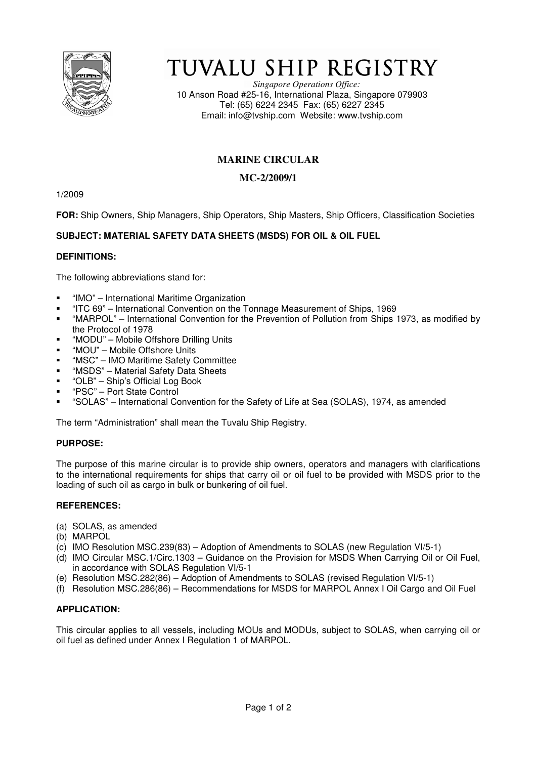# TUVALU SHIP REGISTRY

*Singapore Operations Office:*
10 Anson Road #25-16, International Plaza, Singapore 079903
Tel: (65) 6224 2345 Fax: (65) 6227 2345
Email: info@tvship.com Website: www.tvship.com

## MARINE CIRCULAR

## MC-2/2009/1

1/2009

**FOR:** Ship Owners, Ship Managers, Ship Operators, Ship Masters, Ship Officers, Classification Societies

**SUBJECT: MATERIAL SAFETY DATA SHEETS (MSDS) FOR OIL & OIL FUEL**

**DEFINITIONS:**

The following abbreviations stand for:

- "IMO" – International Maritime Organization
- "ITC 69" – International Convention on the Tonnage Measurement of Ships, 1969
- "MARPOL" – International Convention for the Prevention of Pollution from Ships 1973, as modified by the Protocol of 1978
- "MODU" – Mobile Offshore Drilling Units
- "MOU" – Mobile Offshore Units
- "MSC" – IMO Maritime Safety Committee
- "MSDS" – Material Safety Data Sheets
- "OLB" – Ship's Official Log Book
- "PSC" – Port State Control
- "SOLAS" – International Convention for the Safety of Life at Sea (SOLAS), 1974, as amended

The term "Administration" shall mean the Tuvalu Ship Registry.

**PURPOSE:**

The purpose of this marine circular is to provide ship owners, operators and managers with clarifications to the international requirements for ships that carry oil or oil fuel to be provided with MSDS prior to the loading of such oil as cargo in bulk or bunkering of oil fuel.

**REFERENCES:**

(a) SOLAS, as amended
(b) MARPOL
(c) IMO Resolution MSC.239(83) – Adoption of Amendments to SOLAS (new Regulation VI/5-1)
(d) IMO Circular MSC.1/Circ.1303 – Guidance on the Provision for MSDS When Carrying Oil or Oil Fuel, in accordance with SOLAS Regulation VI/5-1
(e) Resolution MSC.282(86) – Adoption of Amendments to SOLAS (revised Regulation VI/5-1)
(f) Resolution MSC.286(86) – Recommendations for MSDS for MARPOL Annex I Oil Cargo and Oil Fuel

**APPLICATION:**

This circular applies to all vessels, including MOUs and MODUs, subject to SOLAS, when carrying oil or oil fuel as defined under Annex I Regulation 1 of MARPOL.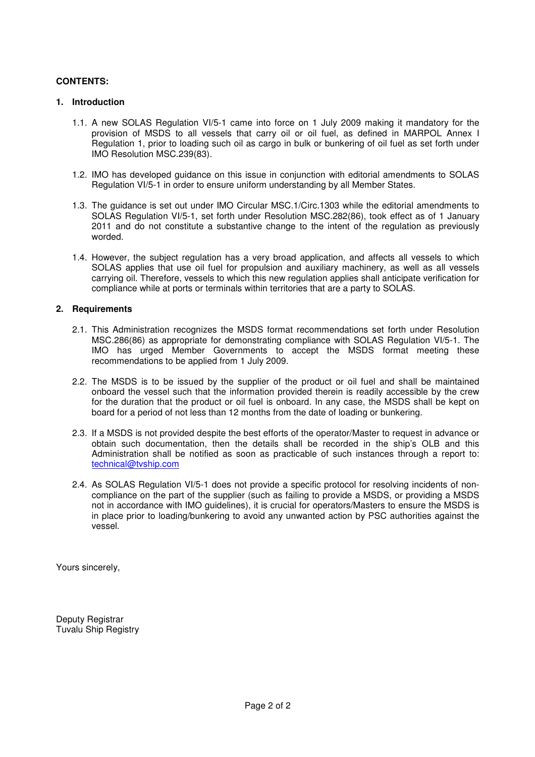**CONTENTS:**

**1. Introduction**

1.1. A new SOLAS Regulation VI/5-1 came into force on 1 July 2009 making it mandatory for the provision of MSDS to all vessels that carry oil or oil fuel, as defined in MARPOL Annex I Regulation 1, prior to loading such oil as cargo in bulk or bunkering of oil fuel as set forth under IMO Resolution MSC.239(83).

1.2. IMO has developed guidance on this issue in conjunction with editorial amendments to SOLAS Regulation VI/5-1 in order to ensure uniform understanding by all Member States.

1.3. The guidance is set out under IMO Circular MSC.1/Circ.1303 while the editorial amendments to SOLAS Regulation VI/5-1, set forth under Resolution MSC.282(86), took effect as of 1 January 2011 and do not constitute a substantive change to the intent of the regulation as previously worded.

1.4. However, the subject regulation has a very broad application, and affects all vessels to which SOLAS applies that use oil fuel for propulsion and auxiliary machinery, as well as all vessels carrying oil. Therefore, vessels to which this new regulation applies shall anticipate verification for compliance while at ports or terminals within territories that are a party to SOLAS.

**2. Requirements**

2.1. This Administration recognizes the MSDS format recommendations set forth under Resolution MSC.286(86) as appropriate for demonstrating compliance with SOLAS Regulation VI/5-1. The IMO has urged Member Governments to accept the MSDS format meeting these recommendations to be applied from 1 July 2009.

2.2. The MSDS is to be issued by the supplier of the product or oil fuel and shall be maintained onboard the vessel such that the information provided therein is readily accessible by the crew for the duration that the product or oil fuel is onboard. In any case, the MSDS shall be kept on board for a period of not less than 12 months from the date of loading or bunkering.

2.3. If a MSDS is not provided despite the best efforts of the operator/Master to request in advance or obtain such documentation, then the details shall be recorded in the ship's OLB and this Administration shall be notified as soon as practicable of such instances through a report to: technical@tvship.com

2.4. As SOLAS Regulation VI/5-1 does not provide a specific protocol for resolving incidents of non-compliance on the part of the supplier (such as failing to provide a MSDS, or providing a MSDS not in accordance with IMO guidelines), it is crucial for operators/Masters to ensure the MSDS is in place prior to loading/bunkering to avoid any unwanted action by PSC authorities against the vessel.

Yours sincerely,

Deputy Registrar
Tuvalu Ship Registry